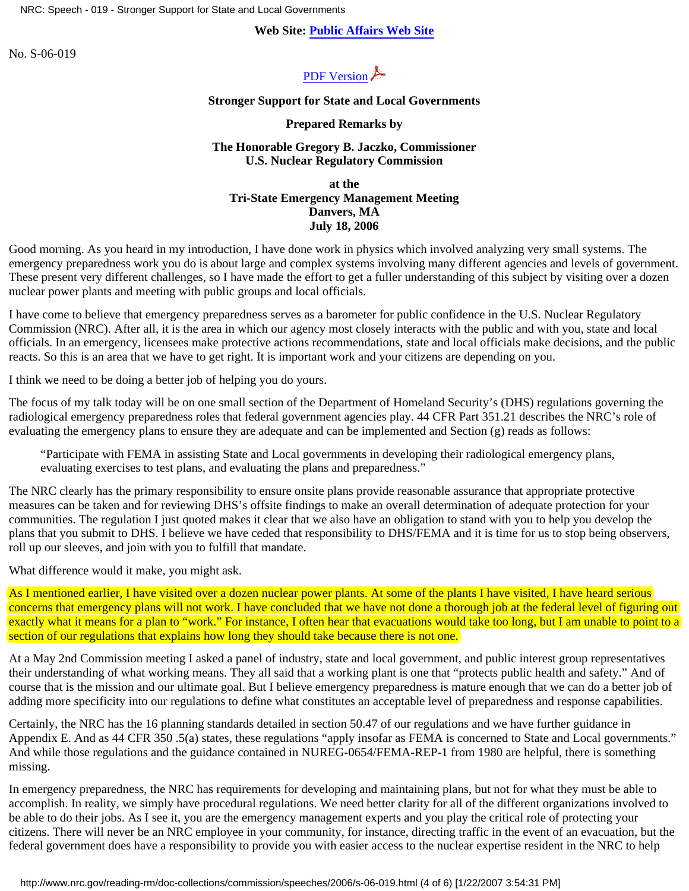**Web Site: Public Affairs Web Site**

No. S-06-019

PDF Version

**Stronger Support for State and Local Governments**

**Prepared Remarks by**

**The Honorable Gregory B. Jaczko, Commissioner**
**U.S. Nuclear Regulatory Commission**

**at the**
**Tri-State Emergency Management Meeting**
**Danvers, MA**
**July 18, 2006**

Good morning. As you heard in my introduction, I have done work in physics which involved analyzing very small systems. The emergency preparedness work you do is about large and complex systems involving many different agencies and levels of government. These present very different challenges, so I have made the effort to get a fuller understanding of this subject by visiting over a dozen nuclear power plants and meeting with public groups and local officials.

I have come to believe that emergency preparedness serves as a barometer for public confidence in the U.S. Nuclear Regulatory Commission (NRC). After all, it is the area in which our agency most closely interacts with the public and with you, state and local officials. In an emergency, licensees make protective actions recommendations, state and local officials make decisions, and the public reacts. So this is an area that we have to get right. It is important work and your citizens are depending on you.

I think we need to be doing a better job of helping you do yours.

The focus of my talk today will be on one small section of the Department of Homeland Security's (DHS) regulations governing the radiological emergency preparedness roles that federal government agencies play. 44 CFR Part 351.21 describes the NRC's role of evaluating the emergency plans to ensure they are adequate and can be implemented and Section (g) reads as follows:

> "Participate with FEMA in assisting State and Local governments in developing their radiological emergency plans, evaluating exercises to test plans, and evaluating the plans and preparedness."

The NRC clearly has the primary responsibility to ensure onsite plans provide reasonable assurance that appropriate protective measures can be taken and for reviewing DHS's offsite findings to make an overall determination of adequate protection for your communities. The regulation I just quoted makes it clear that we also have an obligation to stand with you to help you develop the plans that you submit to DHS. I believe we have ceded that responsibility to DHS/FEMA and it is time for us to stop being observers, roll up our sleeves, and join with you to fulfill that mandate.

What difference would it make, you might ask.

As I mentioned earlier, I have visited over a dozen nuclear power plants. At some of the plants I have visited, I have heard serious concerns that emergency plans will not work. I have concluded that we have not done a thorough job at the federal level of figuring out exactly what it means for a plan to "work." For instance, I often hear that evacuations would take too long, but I am unable to point to a section of our regulations that explains how long they should take because there is not one.

At a May 2nd Commission meeting I asked a panel of industry, state and local government, and public interest group representatives their understanding of what working means. They all said that a working plant is one that "protects public health and safety." And of course that is the mission and our ultimate goal. But I believe emergency preparedness is mature enough that we can do a better job of adding more specificity into our regulations to define what constitutes an acceptable level of preparedness and response capabilities.

Certainly, the NRC has the 16 planning standards detailed in section 50.47 of our regulations and we have further guidance in Appendix E. And as 44 CFR 350 .5(a) states, these regulations "apply insofar as FEMA is concerned to State and Local governments." And while those regulations and the guidance contained in NUREG-0654/FEMA-REP-1 from 1980 are helpful, there is something missing.

In emergency preparedness, the NRC has requirements for developing and maintaining plans, but not for what they must be able to accomplish. In reality, we simply have procedural regulations. We need better clarity for all of the different organizations involved to be able to do their jobs. As I see it, you are the emergency management experts and you play the critical role of protecting your citizens. There will never be an NRC employee in your community, for instance, directing traffic in the event of an evacuation, but the federal government does have a responsibility to provide you with easier access to the nuclear expertise resident in the NRC to help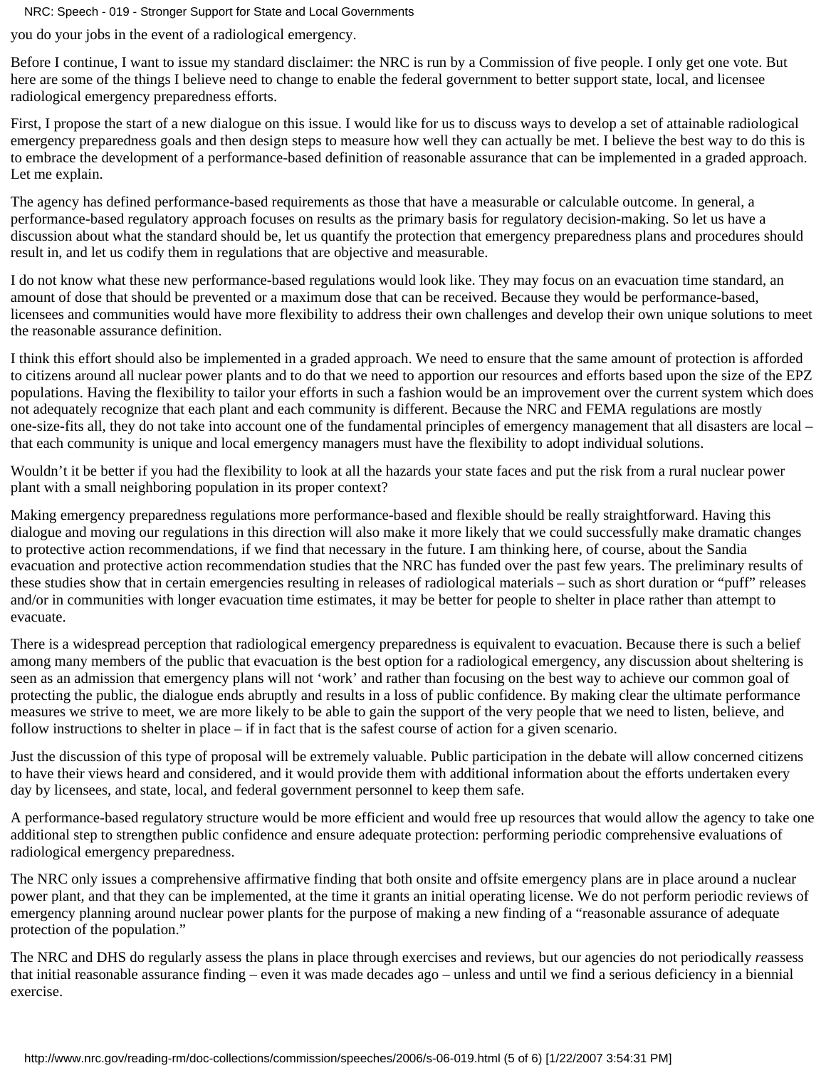you do your jobs in the event of a radiological emergency.

Before I continue, I want to issue my standard disclaimer: the NRC is run by a Commission of five people. I only get one vote. But here are some of the things I believe need to change to enable the federal government to better support state, local, and licensee radiological emergency preparedness efforts.

First, I propose the start of a new dialogue on this issue. I would like for us to discuss ways to develop a set of attainable radiological emergency preparedness goals and then design steps to measure how well they can actually be met. I believe the best way to do this is to embrace the development of a performance-based definition of reasonable assurance that can be implemented in a graded approach. Let me explain.

The agency has defined performance-based requirements as those that have a measurable or calculable outcome. In general, a performance-based regulatory approach focuses on results as the primary basis for regulatory decision-making. So let us have a discussion about what the standard should be, let us quantify the protection that emergency preparedness plans and procedures should result in, and let us codify them in regulations that are objective and measurable.

I do not know what these new performance-based regulations would look like. They may focus on an evacuation time standard, an amount of dose that should be prevented or a maximum dose that can be received. Because they would be performance-based, licensees and communities would have more flexibility to address their own challenges and develop their own unique solutions to meet the reasonable assurance definition.

I think this effort should also be implemented in a graded approach. We need to ensure that the same amount of protection is afforded to citizens around all nuclear power plants and to do that we need to apportion our resources and efforts based upon the size of the EPZ populations. Having the flexibility to tailor your efforts in such a fashion would be an improvement over the current system which does not adequately recognize that each plant and each community is different. Because the NRC and FEMA regulations are mostly one-size-fits all, they do not take into account one of the fundamental principles of emergency management that all disasters are local – that each community is unique and local emergency managers must have the flexibility to adopt individual solutions.

Wouldn't it be better if you had the flexibility to look at all the hazards your state faces and put the risk from a rural nuclear power plant with a small neighboring population in its proper context?

Making emergency preparedness regulations more performance-based and flexible should be really straightforward. Having this dialogue and moving our regulations in this direction will also make it more likely that we could successfully make dramatic changes to protective action recommendations, if we find that necessary in the future. I am thinking here, of course, about the Sandia evacuation and protective action recommendation studies that the NRC has funded over the past few years. The preliminary results of these studies show that in certain emergencies resulting in releases of radiological materials – such as short duration or "puff" releases and/or in communities with longer evacuation time estimates, it may be better for people to shelter in place rather than attempt to evacuate.

There is a widespread perception that radiological emergency preparedness is equivalent to evacuation. Because there is such a belief among many members of the public that evacuation is the best option for a radiological emergency, any discussion about sheltering is seen as an admission that emergency plans will not 'work' and rather than focusing on the best way to achieve our common goal of protecting the public, the dialogue ends abruptly and results in a loss of public confidence. By making clear the ultimate performance measures we strive to meet, we are more likely to be able to gain the support of the very people that we need to listen, believe, and follow instructions to shelter in place – if in fact that is the safest course of action for a given scenario.

Just the discussion of this type of proposal will be extremely valuable. Public participation in the debate will allow concerned citizens to have their views heard and considered, and it would provide them with additional information about the efforts undertaken every day by licensees, and state, local, and federal government personnel to keep them safe.

A performance-based regulatory structure would be more efficient and would free up resources that would allow the agency to take one additional step to strengthen public confidence and ensure adequate protection: performing periodic comprehensive evaluations of radiological emergency preparedness.

The NRC only issues a comprehensive affirmative finding that both onsite and offsite emergency plans are in place around a nuclear power plant, and that they can be implemented, at the time it grants an initial operating license. We do not perform periodic reviews of emergency planning around nuclear power plants for the purpose of making a new finding of a "reasonable assurance of adequate protection of the population."

The NRC and DHS do regularly assess the plans in place through exercises and reviews, but our agencies do not periodically *re*assess that initial reasonable assurance finding – even it was made decades ago – unless and until we find a serious deficiency in a biennial exercise.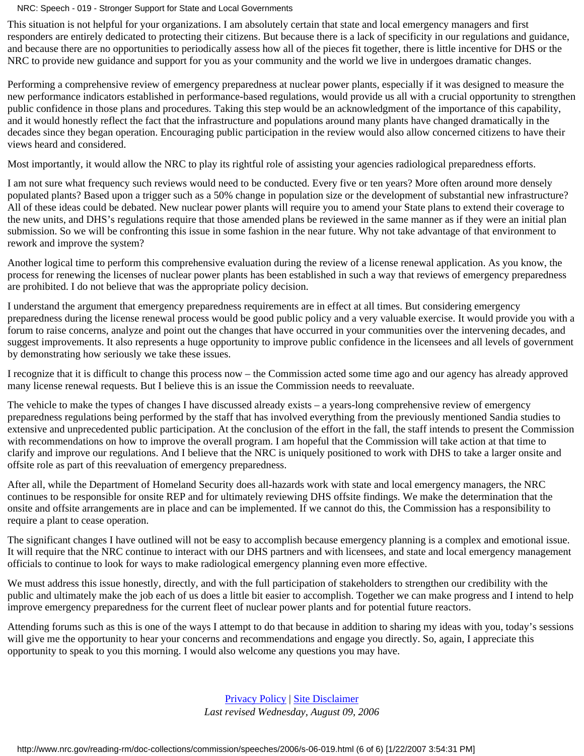This situation is not helpful for your organizations. I am absolutely certain that state and local emergency managers and first responders are entirely dedicated to protecting their citizens. But because there is a lack of specificity in our regulations and guidance, and because there are no opportunities to periodically assess how all of the pieces fit together, there is little incentive for DHS or the NRC to provide new guidance and support for you as your community and the world we live in undergoes dramatic changes.

Performing a comprehensive review of emergency preparedness at nuclear power plants, especially if it was designed to measure the new performance indicators established in performance-based regulations, would provide us all with a crucial opportunity to strengthen public confidence in those plans and procedures. Taking this step would be an acknowledgment of the importance of this capability, and it would honestly reflect the fact that the infrastructure and populations around many plants have changed dramatically in the decades since they began operation. Encouraging public participation in the review would also allow concerned citizens to have their views heard and considered.

Most importantly, it would allow the NRC to play its rightful role of assisting your agencies radiological preparedness efforts.

I am not sure what frequency such reviews would need to be conducted. Every five or ten years? More often around more densely populated plants? Based upon a trigger such as a 50% change in population size or the development of substantial new infrastructure? All of these ideas could be debated. New nuclear power plants will require you to amend your State plans to extend their coverage to the new units, and DHS's regulations require that those amended plans be reviewed in the same manner as if they were an initial plan submission. So we will be confronting this issue in some fashion in the near future. Why not take advantage of that environment to rework and improve the system?

Another logical time to perform this comprehensive evaluation during the review of a license renewal application. As you know, the process for renewing the licenses of nuclear power plants has been established in such a way that reviews of emergency preparedness are prohibited. I do not believe that was the appropriate policy decision.

I understand the argument that emergency preparedness requirements are in effect at all times. But considering emergency preparedness during the license renewal process would be good public policy and a very valuable exercise. It would provide you with a forum to raise concerns, analyze and point out the changes that have occurred in your communities over the intervening decades, and suggest improvements. It also represents a huge opportunity to improve public confidence in the licensees and all levels of government by demonstrating how seriously we take these issues.

I recognize that it is difficult to change this process now – the Commission acted some time ago and our agency has already approved many license renewal requests. But I believe this is an issue the Commission needs to reevaluate.

The vehicle to make the types of changes I have discussed already exists – a years-long comprehensive review of emergency preparedness regulations being performed by the staff that has involved everything from the previously mentioned Sandia studies to extensive and unprecedented public participation. At the conclusion of the effort in the fall, the staff intends to present the Commission with recommendations on how to improve the overall program. I am hopeful that the Commission will take action at that time to clarify and improve our regulations. And I believe that the NRC is uniquely positioned to work with DHS to take a larger onsite and offsite role as part of this reevaluation of emergency preparedness.

After all, while the Department of Homeland Security does all-hazards work with state and local emergency managers, the NRC continues to be responsible for onsite REP and for ultimately reviewing DHS offsite findings. We make the determination that the onsite and offsite arrangements are in place and can be implemented. If we cannot do this, the Commission has a responsibility to require a plant to cease operation.

The significant changes I have outlined will not be easy to accomplish because emergency planning is a complex and emotional issue. It will require that the NRC continue to interact with our DHS partners and with licensees, and state and local emergency management officials to continue to look for ways to make radiological emergency planning even more effective.

We must address this issue honestly, directly, and with the full participation of stakeholders to strengthen our credibility with the public and ultimately make the job each of us does a little bit easier to accomplish. Together we can make progress and I intend to help improve emergency preparedness for the current fleet of nuclear power plants and for potential future reactors.

Attending forums such as this is one of the ways I attempt to do that because in addition to sharing my ideas with you, today's sessions will give me the opportunity to hear your concerns and recommendations and engage you directly. So, again, I appreciate this opportunity to speak to you this morning. I would also welcome any questions you may have.

Privacy Policy | Site Disclaimer

*Last revised Wednesday, August 09, 2006*